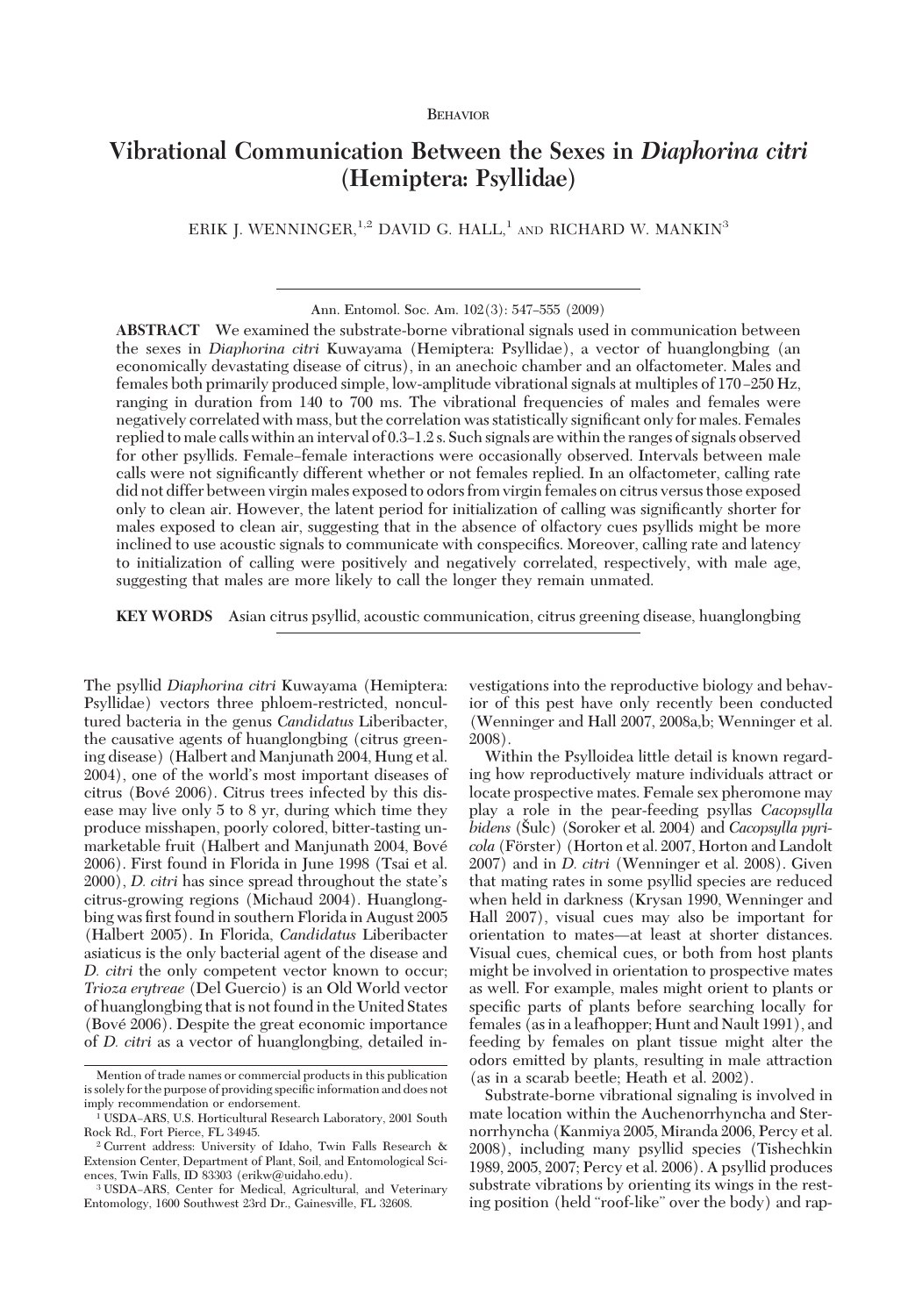BEHAVIOR

# Vibrational Communication Between the Sexes in *Diaphorina citri* (Hemiptera: Psyllidae)

ERIK J. WENNINGER,[1,2] DAVID G. HALL,[1] AND RICHARD W. MANKIN[3]

Ann. Entomol. Soc. Am. 102(3): 547–555 (2009)

**ABSTRACT** We examined the substrate-borne vibrational signals used in communication between the sexes in *Diaphorina citri* Kuwayama (Hemiptera: Psyllidae), a vector of huanglongbing (an economically devastating disease of citrus), in an anechoic chamber and an olfactometer. Males and females both primarily produced simple, low-amplitude vibrational signals at multiples of 170–250 Hz, ranging in duration from 140 to 700 ms. The vibrational frequencies of males and females were negatively correlated with mass, but the correlation was statistically significant only for males. Females replied to male calls within an interval of 0.3–1.2 s. Such signals are within the ranges of signals observed for other psyllids. Female–female interactions were occasionally observed. Intervals between male calls were not significantly different whether or not females replied. In an olfactometer, calling rate did not differ between virgin males exposed to odors from virgin females on citrus versus those exposed only to clean air. However, the latent period for initialization of calling was significantly shorter for males exposed to clean air, suggesting that in the absence of olfactory cues psyllids might be more inclined to use acoustic signals to communicate with conspecifics. Moreover, calling rate and latency to initialization of calling were positively and negatively correlated, respectively, with male age, suggesting that males are more likely to call the longer they remain unmated.

**KEY WORDS** Asian citrus psyllid, acoustic communication, citrus greening disease, huanglongbing

The psyllid *Diaphorina citri* Kuwayama (Hemiptera: Psyllidae) vectors three phloem-restricted, noncultured bacteria in the genus *Candidatus* Liberibacter, the causative agents of huanglongbing (citrus greening disease) (Halbert and Manjunath 2004, Hung et al. 2004), one of the world's most important diseases of citrus (Bové 2006). Citrus trees infected by this disease may live only 5 to 8 yr, during which time they produce misshapen, poorly colored, bitter-tasting unmarketable fruit (Halbert and Manjunath 2004, Bové 2006). First found in Florida in June 1998 (Tsai et al. 2000), *D. citri* has since spread throughout the state's citrus-growing regions (Michaud 2004). Huanglongbing was first found in southern Florida in August 2005 (Halbert 2005). In Florida, *Candidatus* Liberibacter asiaticus is the only bacterial agent of the disease and *D. citri* the only competent vector known to occur; *Trioza erytreae* (Del Guercio) is an Old World vector of huanglongbing that is not found in the United States (Bové 2006). Despite the great economic importance of *D. citri* as a vector of huanglongbing, detailed investigations into the reproductive biology and behavior of this pest have only recently been conducted (Wenninger and Hall 2007, 2008a,b; Wenninger et al. 2008).

Within the Psylloidea little detail is known regarding how reproductively mature individuals attract or locate prospective mates. Female sex pheromone may play a role in the pear-feeding psyllas *Cacopsylla bidens* (Šulc) (Soroker et al. 2004) and *Cacopsylla pyricola* (Förster) (Horton et al. 2007, Horton and Landolt 2007) and in *D. citri* (Wenninger et al. 2008). Given that mating rates in some psyllid species are reduced when held in darkness (Krysan 1990, Wenninger and Hall 2007), visual cues may also be important for orientation to mates—at least at shorter distances. Visual cues, chemical cues, or both from host plants might be involved in orientation to prospective mates as well. For example, males might orient to plants or specific parts of plants before searching locally for females (as in a leafhopper; Hunt and Nault 1991), and feeding by females on plant tissue might alter the odors emitted by plants, resulting in male attraction (as in a scarab beetle; Heath et al. 2002).

Substrate-borne vibrational signaling is involved in mate location within the Auchenorrhyncha and Sternorrhyncha (Kanmiya 2005, Miranda 2006, Percy et al. 2008), including many psyllid species (Tishechkin 1989, 2005, 2007; Percy et al. 2006). A psyllid produces substrate vibrations by orienting its wings in the resting position (held "roof-like" over the body) and rap-

Mention of trade names or commercial products in this publication is solely for the purpose of providing specific information and does not imply recommendation or endorsement.

[1] USDA–ARS, U.S. Horticultural Research Laboratory, 2001 South Rock Rd., Fort Pierce, FL 34945.

[2] Current address: University of Idaho, Twin Falls Research & Extension Center, Department of Plant, Soil, and Entomological Sciences, Twin Falls, ID 83303 (erikw@uidaho.edu).

[3] USDA–ARS, Center for Medical, Agricultural, and Veterinary Entomology, 1600 Southwest 23rd Dr., Gainesville, FL 32608.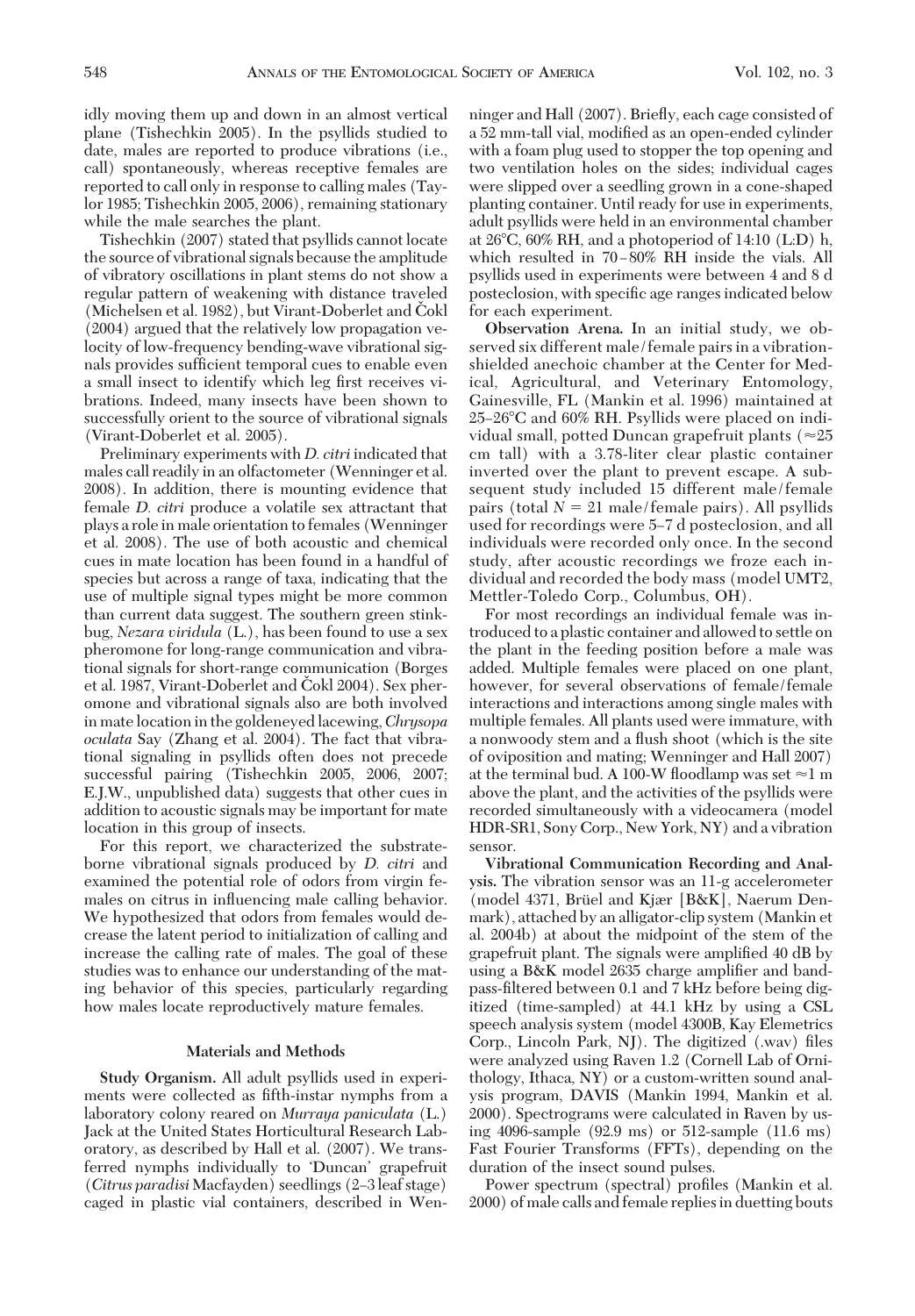idly moving them up and down in an almost vertical plane (Tishechkin 2005). In the psyllids studied to date, males are reported to produce vibrations (i.e., call) spontaneously, whereas receptive females are reported to call only in response to calling males (Taylor 1985; Tishechkin 2005, 2006), remaining stationary while the male searches the plant.

Tishechkin (2007) stated that psyllids cannot locate the source of vibrational signals because the amplitude of vibratory oscillations in plant stems do not show a regular pattern of weakening with distance traveled (Michelsen et al. 1982), but Virant-Doberlet and Čokl (2004) argued that the relatively low propagation velocity of low-frequency bending-wave vibrational signals provides sufficient temporal cues to enable even a small insect to identify which leg first receives vibrations. Indeed, many insects have been shown to successfully orient to the source of vibrational signals (Virant-Doberlet et al. 2005).

Preliminary experiments with *D. citri* indicated that males call readily in an olfactometer (Wenninger et al. 2008). In addition, there is mounting evidence that female *D. citri* produce a volatile sex attractant that plays a role in male orientation to females (Wenninger et al. 2008). The use of both acoustic and chemical cues in mate location has been found in a handful of species but across a range of taxa, indicating that the use of multiple signal types might be more common than current data suggest. The southern green stinkbug, *Nezara viridula* (L.), has been found to use a sex pheromone for long-range communication and vibrational signals for short-range communication (Borges et al. 1987, Virant-Doberlet and Čokl 2004). Sex pheromone and vibrational signals also are both involved in mate location in the goldeneyed lacewing, *Chrysopa oculata* Say (Zhang et al. 2004). The fact that vibrational signaling in psyllids often does not precede successful pairing (Tishechkin 2005, 2006, 2007; E.J.W., unpublished data) suggests that other cues in addition to acoustic signals may be important for mate location in this group of insects.

For this report, we characterized the substrate-borne vibrational signals produced by *D. citri* and examined the potential role of odors from virgin females on citrus in influencing male calling behavior. We hypothesized that odors from females would decrease the latent period to initialization of calling and increase the calling rate of males. The goal of these studies was to enhance our understanding of the mating behavior of this species, particularly regarding how males locate reproductively mature females.

## Materials and Methods

**Study Organism.** All adult psyllids used in experiments were collected as fifth-instar nymphs from a laboratory colony reared on *Murraya paniculata* (L.) Jack at the United States Horticultural Research Laboratory, as described by Hall et al. (2007). We transferred nymphs individually to 'Duncan' grapefruit (*Citrus paradisi* Macfayden) seedlings (2–3 leaf stage) caged in plastic vial containers, described in Wenninger and Hall (2007). Briefly, each cage consisted of a 52 mm-tall vial, modified as an open-ended cylinder with a foam plug used to stopper the top opening and two ventilation holes on the sides; individual cages were slipped over a seedling grown in a cone-shaped planting container. Until ready for use in experiments, adult psyllids were held in an environmental chamber at 26°C, 60% RH, and a photoperiod of 14:10 (L:D) h, which resulted in 70–80% RH inside the vials. All psyllids used in experiments were between 4 and 8 d posteclosion, with specific age ranges indicated below for each experiment.

**Observation Arena.** In an initial study, we observed six different male/female pairs in a vibration-shielded anechoic chamber at the Center for Medical, Agricultural, and Veterinary Entomology, Gainesville, FL (Mankin et al. 1996) maintained at 25–26°C and 60% RH. Psyllids were placed on individual small, potted Duncan grapefruit plants (≈25 cm tall) with a 3.78-liter clear plastic container inverted over the plant to prevent escape. A subsequent study included 15 different male/female pairs (total $N = 21$ male/female pairs). All psyllids used for recordings were 5–7 d posteclosion, and all individuals were recorded only once. In the second study, after acoustic recordings we froze each individual and recorded the body mass (model UMT2, Mettler-Toledo Corp., Columbus, OH).

For most recordings an individual female was introduced to a plastic container and allowed to settle on the plant in the feeding position before a male was added. Multiple females were placed on one plant, however, for several observations of female/female interactions and interactions among single males with multiple females. All plants used were immature, with a nonwoody stem and a flush shoot (which is the site of oviposition and mating; Wenninger and Hall 2007) at the terminal bud. A 100-W floodlamp was set ≈1 m above the plant, and the activities of the psyllids were recorded simultaneously with a videocamera (model HDR-SR1, Sony Corp., New York, NY) and a vibration sensor.

**Vibrational Communication Recording and Analysis.** The vibration sensor was an 11-g accelerometer (model 4371, Brüel and Kjær [B&K], Naerum Denmark), attached by an alligator-clip system (Mankin et al. 2004b) at about the midpoint of the stem of the grapefruit plant. The signals were amplified 40 dB by using a B&K model 2635 charge amplifier and band-pass-filtered between 0.1 and 7 kHz before being digitized (time-sampled) at 44.1 kHz by using a CSL speech analysis system (model 4300B, Kay Elemetrics Corp., Lincoln Park, NJ). The digitized (.wav) files were analyzed using Raven 1.2 (Cornell Lab of Ornithology, Ithaca, NY) or a custom-written sound analysis program, DAVIS (Mankin 1994, Mankin et al. 2000). Spectrograms were calculated in Raven by using 4096-sample (92.9 ms) or 512-sample (11.6 ms) Fast Fourier Transforms (FFTs), depending on the duration of the insect sound pulses.

Power spectrum (spectral) profiles (Mankin et al. 2000) of male calls and female replies in duetting bouts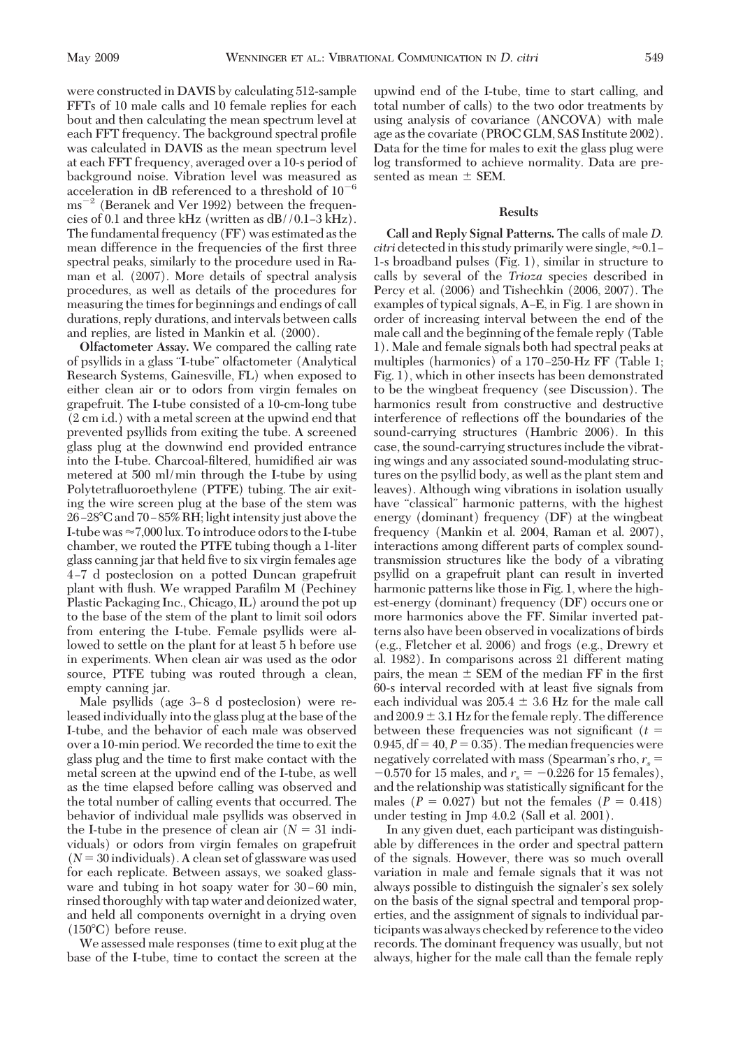were constructed in DAVIS by calculating 512-sample FFTs of 10 male calls and 10 female replies for each bout and then calculating the mean spectrum level at each FFT frequency. The background spectral profile was calculated in DAVIS as the mean spectrum level at each FFT frequency, averaged over a 10-s period of background noise. Vibration level was measured as acceleration in dB referenced to a threshold of $10^{-6}$ $ms^{-2}$ (Beranek and Ver 1992) between the frequencies of 0.1 and three kHz (written as dB//0.1–3 kHz). The fundamental frequency (FF) was estimated as the mean difference in the frequencies of the first three spectral peaks, similarly to the procedure used in Raman et al. (2007). More details of spectral analysis procedures, as well as details of the procedures for measuring the times for beginnings and endings of call durations, reply durations, and intervals between calls and replies, are listed in Mankin et al. (2000).

**Olfactometer Assay.** We compared the calling rate of psyllids in a glass "I-tube" olfactometer (Analytical Research Systems, Gainesville, FL) when exposed to either clean air or to odors from virgin females on grapefruit. The I-tube consisted of a 10-cm-long tube (2 cm i.d.) with a metal screen at the upwind end that prevented psyllids from exiting the tube. A screened glass plug at the downwind end provided entrance into the I-tube. Charcoal-filtered, humidified air was metered at 500 ml/min through the I-tube by using Polytetrafluoroethylene (PTFE) tubing. The air exiting the wire screen plug at the base of the stem was 26–28°C and 70–85% RH; light intensity just above the I-tube was ≈7,000 lux. To introduce odors to the I-tube chamber, we routed the PTFE tubing though a 1-liter glass canning jar that held five to six virgin females age 4–7 d posteclosion on a potted Duncan grapefruit plant with flush. We wrapped Parafilm M (Pechiney Plastic Packaging Inc., Chicago, IL) around the pot up to the base of the stem of the plant to limit soil odors from entering the I-tube. Female psyllids were allowed to settle on the plant for at least 5 h before use in experiments. When clean air was used as the odor source, PTFE tubing was routed through a clean, empty canning jar.

Male psyllids (age 3–8 d posteclosion) were released individually into the glass plug at the base of the I-tube, and the behavior of each male was observed over a 10-min period. We recorded the time to exit the glass plug and the time to first make contact with the metal screen at the upwind end of the I-tube, as well as the time elapsed before calling was observed and the total number of calling events that occurred. The behavior of individual male psyllids was observed in the I-tube in the presence of clean air ($N = 31$ individuals) or odors from virgin females on grapefruit ($N = 30$ individuals). A clean set of glassware was used for each replicate. Between assays, we soaked glassware and tubing in hot soapy water for 30–60 min, rinsed thoroughly with tap water and deionized water, and held all components overnight in a drying oven (150°C) before reuse.

We assessed male responses (time to exit plug at the base of the I-tube, time to contact the screen at the upwind end of the I-tube, time to start calling, and total number of calls) to the two odor treatments by using analysis of covariance (ANCOVA) with male age as the covariate (PROC GLM, SAS Institute 2002). Data for the time for males to exit the glass plug were log transformed to achieve normality. Data are presented as mean ± SEM.

## Results

**Call and Reply Signal Patterns.** The calls of male *D. citri* detected in this study primarily were single, ≈0.1–1-s broadband pulses (Fig. 1), similar in structure to calls by several of the *Trioza* species described in Percy et al. (2006) and Tishechkin (2006, 2007). The examples of typical signals, A–E, in Fig. 1 are shown in order of increasing interval between the end of the male call and the beginning of the female reply (Table 1). Male and female signals both had spectral peaks at multiples (harmonics) of a 170–250-Hz FF (Table 1; Fig. 1), which in other insects has been demonstrated to be the wingbeat frequency (see Discussion). The harmonics result from constructive and destructive interference of reflections off the boundaries of the sound-carrying structures (Hambric 2006). In this case, the sound-carrying structures include the vibrating wings and any associated sound-modulating structures on the psyllid body, as well as the plant stem and leaves). Although wing vibrations in isolation usually have "classical" harmonic patterns, with the highest energy (dominant) frequency (DF) at the wingbeat frequency (Mankin et al. 2004, Raman et al. 2007), interactions among different parts of complex sound-transmission structures like the body of a vibrating psyllid on a grapefruit plant can result in inverted harmonic patterns like those in Fig. 1, where the highest-energy (dominant) frequency (DF) occurs one or more harmonics above the FF. Similar inverted patterns also have been observed in vocalizations of birds (e.g., Fletcher et al. 2006) and frogs (e.g., Drewry et al. 1982). In comparisons across 21 different mating pairs, the mean ± SEM of the median FF in the first 60-s interval recorded with at least five signals from each individual was 205.4 ± 3.6 Hz for the male call and 200.9 ± 3.1 Hz for the female reply. The difference between these frequencies was not significant ($t = 0.945$, df = 40, $P = 0.35$). The median frequencies were negatively correlated with mass (Spearman's rho, $r_s = -0.570$ for 15 males, and $r_s = -0.226$ for 15 females), and the relationship was statistically significant for the males ($P = 0.027$) but not the females ($P = 0.418$) under testing in Jmp 4.0.2 (Sall et al. 2001).

In any given duet, each participant was distinguishable by differences in the order and spectral pattern of the signals. However, there was so much overall variation in male and female signals that it was not always possible to distinguish the signaler's sex solely on the basis of the signal spectral and temporal properties, and the assignment of signals to individual participants was always checked by reference to the video records. The dominant frequency was usually, but not always, higher for the male call than the female reply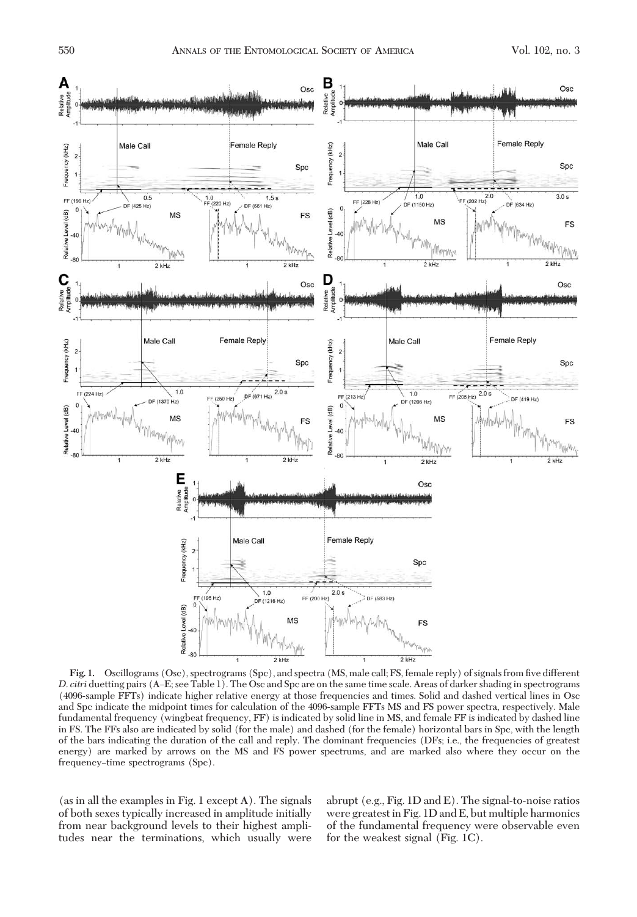**Fig. 1.** Oscillograms (Osc), spectrograms (Spc), and spectra (MS, male call; FS, female reply) of signals from five different *D. citri* duetting pairs (A–E; see Table 1). The Osc and Spc are on the same time scale. Areas of darker shading in spectrograms (4096-sample FFTs) indicate higher relative energy at those frequencies and times. Solid and dashed vertical lines in Osc and Spc indicate the midpoint times for calculation of the 4096-sample FFTs MS and FS power spectra, respectively. Male fundamental frequency (wingbeat frequency, FF) is indicated by solid line in MS, and female FF is indicated by dashed line in FS. The FFs also are indicated by solid (for the male) and dashed (for the female) horizontal bars in Spc, with the length of the bars indicating the duration of the call and reply. The dominant frequencies (DFs; i.e., the frequencies of greatest energy) are marked by arrows on the MS and FS power spectrums, and are marked also where they occur on the frequency–time spectrograms (Spc).

(as in all the examples in Fig. 1 except A). The signals of both sexes typically increased in amplitude initially from near background levels to their highest amplitudes near the terminations, which usually were abrupt (e.g., Fig. 1D and E). The signal-to-noise ratios were greatest in Fig. 1D and E, but multiple harmonics of the fundamental frequency were observable even for the weakest signal (Fig. 1C).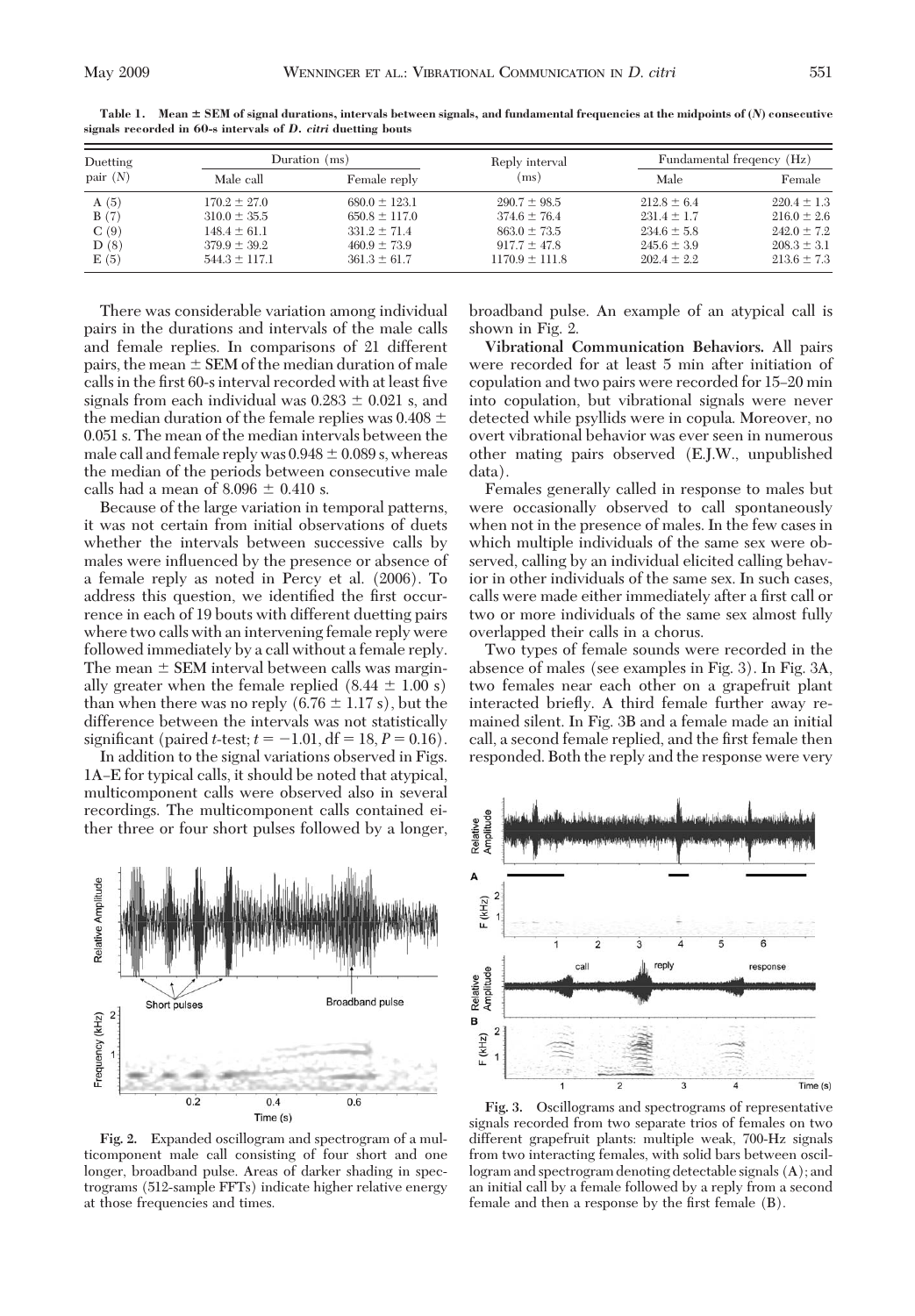**Table 1. Mean ± SEM of signal durations, intervals between signals, and fundamental frequencies at the midpoints of (*N*) consecutive signals recorded in 60-s intervals of *D. citri* duetting bouts**

| Duetting pair (*N*) | Duration (ms) | | Reply interval (ms) | Fundamental freqency (Hz) | |
|---|---|---|---|---|---|
| | Male call | Female reply | | Male | Female |
| A (5) | 170.2 ± 27.0 | 680.0 ± 123.1 | 290.7 ± 98.5 | 212.8 ± 6.4 | 220.4 ± 1.3 |
| B (7) | 310.0 ± 35.5 | 650.8 ± 117.0 | 374.6 ± 76.4 | 231.4 ± 1.7 | 216.0 ± 2.6 |
| C (9) | 148.4 ± 61.1 | 331.2 ± 71.4 | 863.0 ± 73.5 | 234.6 ± 5.8 | 242.0 ± 7.2 |
| D (8) | 379.9 ± 39.2 | 460.9 ± 73.9 | 917.7 ± 47.8 | 245.6 ± 3.9 | 208.3 ± 3.1 |
| E (5) | 544.3 ± 117.1 | 361.3 ± 61.7 | 1170.9 ± 111.8 | 202.4 ± 2.2 | 213.6 ± 7.3 |

There was considerable variation among individual pairs in the durations and intervals of the male calls and female replies. In comparisons of 21 different pairs, the mean ± SEM of the median duration of male calls in the first 60-s interval recorded with at least five signals from each individual was 0.283 ± 0.021 s, and the median duration of the female replies was 0.408 ± 0.051 s. The mean of the median intervals between the male call and female reply was 0.948 ± 0.089 s, whereas the median of the periods between consecutive male calls had a mean of 8.096 ± 0.410 s.

Because of the large variation in temporal patterns, it was not certain from initial observations of duets whether the intervals between successive calls by males were influenced by the presence or absence of a female reply as noted in Percy et al. (2006). To address this question, we identified the first occurrence in each of 19 bouts with different duetting pairs where two calls with an intervening female reply were followed immediately by a call without a female reply. The mean ± SEM interval between calls was marginally greater when the female replied (8.44 ± 1.00 s) than when there was no reply (6.76 ± 1.17 s), but the difference between the intervals was not statistically significant (paired *t*-test; $t = -1.01$, df = 18, $P = 0.16$).

In addition to the signal variations observed in Figs. 1A–E for typical calls, it should be noted that atypical, multicomponent calls were observed also in several recordings. The multicomponent calls contained either three or four short pulses followed by a longer, broadband pulse. An example of an atypical call is shown in Fig. 2.

**Fig. 2.** Expanded oscillogram and spectrogram of a multicomponent male call consisting of four short and one longer, broadband pulse. Areas of darker shading in spectrograms (512-sample FFTs) indicate higher relative energy at those frequencies and times.

**Vibrational Communication Behaviors.** All pairs were recorded for at least 5 min after initiation of copulation and two pairs were recorded for 15–20 min into copulation, but vibrational signals were never detected while psyllids were in copula. Moreover, no overt vibrational behavior was ever seen in numerous other mating pairs observed (E.J.W., unpublished data).

Females generally called in response to males but were occasionally observed to call spontaneously when not in the presence of males. In the few cases in which multiple individuals of the same sex were observed, calling by an individual elicited calling behavior in other individuals of the same sex. In such cases, calls were made either immediately after a first call or two or more individuals of the same sex almost fully overlapped their calls in a chorus.

Two types of female sounds were recorded in the absence of males (see examples in Fig. 3). In Fig. 3A, two females near each other on a grapefruit plant interacted briefly. A third female further away remained silent. In Fig. 3B and a female made an initial call, a second female replied, and the first female then responded. Both the reply and the response were very

**Fig. 3.** Oscillograms and spectrograms of representative signals recorded from two separate trios of females on two different grapefruit plants: multiple weak, 700-Hz signals from two interacting females, with solid bars between oscillogram and spectrogram denoting detectable signals (A); and an initial call by a female followed by a reply from a second female and then a response by the first female (B).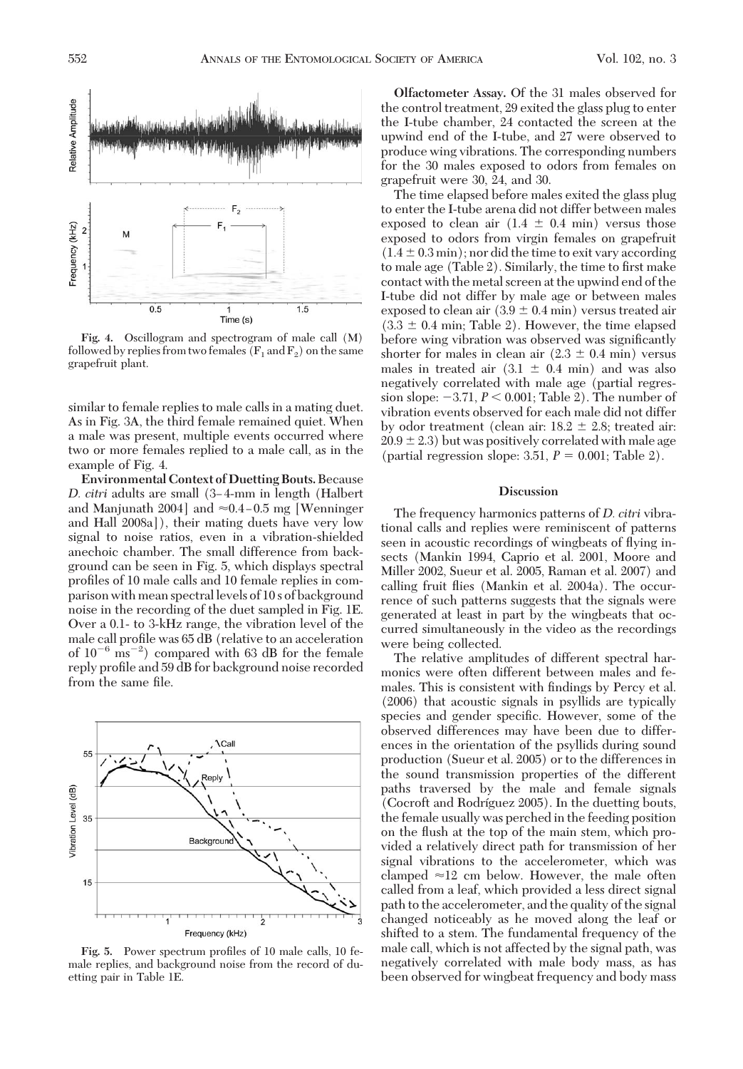Fig. 4. Oscillogram and spectrogram of male call (M) followed by replies from two females ($F_1$ and $F_2$) on the same grapefruit plant.

similar to female replies to male calls in a mating duet. As in Fig. 3A, the third female remained quiet. When a male was present, multiple events occurred where two or more females replied to a male call, as in the example of Fig. 4.

**Environmental Context of Duetting Bouts.** Because *D. citri* adults are small (3–4-mm in length (Halbert and Manjunath 2004] and ≈0.4–0.5 mg [Wenninger and Hall 2008a]), their mating duets have very low signal to noise ratios, even in a vibration-shielded anechoic chamber. The small difference from background can be seen in Fig. 5, which displays spectral profiles of 10 male calls and 10 female replies in comparison with mean spectral levels of 10 s of background noise in the recording of the duet sampled in Fig. 1E. Over a 0.1- to 3-kHz range, the vibration level of the male call profile was 65 dB (relative to an acceleration of $10^{-6}$ $ms^{-2}$) compared with 63 dB for the female reply profile and 59 dB for background noise recorded from the same file.

Fig. 5. Power spectrum profiles of 10 male calls, 10 female replies, and background noise from the record of duetting pair in Table 1E.

**Olfactometer Assay.** Of the 31 males observed for the control treatment, 29 exited the glass plug to enter the I-tube chamber, 24 contacted the screen at the upwind end of the I-tube, and 27 were observed to produce wing vibrations. The corresponding numbers for the 30 males exposed to odors from females on grapefruit were 30, 24, and 30.

The time elapsed before males exited the glass plug to enter the I-tube arena did not differ between males exposed to clean air (1.4 ± 0.4 min) versus those exposed to odors from virgin females on grapefruit (1.4 ± 0.3 min); nor did the time to exit vary according to male age (Table 2). Similarly, the time to first make contact with the metal screen at the upwind end of the I-tube did not differ by male age or between males exposed to clean air (3.9 ± 0.4 min) versus treated air (3.3 ± 0.4 min; Table 2). However, the time elapsed before wing vibration was observed was significantly shorter for males in clean air (2.3 ± 0.4 min) versus males in treated air (3.1 ± 0.4 min) and was also negatively correlated with male age (partial regression slope: −3.71, $P < 0.001$; Table 2). The number of vibration events observed for each male did not differ by odor treatment (clean air: 18.2 ± 2.8; treated air: 20.9 ± 2.3) but was positively correlated with male age (partial regression slope: 3.51, $P = 0.001$; Table 2).

## Discussion

The frequency harmonics patterns of *D. citri* vibrational calls and replies were reminiscent of patterns seen in acoustic recordings of wingbeats of flying insects (Mankin 1994, Caprio et al. 2001, Moore and Miller 2002, Sueur et al. 2005, Raman et al. 2007) and calling fruit flies (Mankin et al. 2004a). The occurrence of such patterns suggests that the signals were generated at least in part by the wingbeats that occurred simultaneously in the video as the recordings were being collected.

The relative amplitudes of different spectral harmonics were often different between males and females. This is consistent with findings by Percy et al. (2006) that acoustic signals in psyllids are typically species and gender specific. However, some of the observed differences may have been due to differences in the orientation of the psyllids during sound production (Sueur et al. 2005) or to the differences in the sound transmission properties of the different paths traversed by the male and female signals (Cocroft and Rodríguez 2005). In the duetting bouts, the female usually was perched in the feeding position on the flush at the top of the main stem, which provided a relatively direct path for transmission of her signal vibrations to the accelerometer, which was clamped ≈12 cm below. However, the male often called from a leaf, which provided a less direct signal path to the accelerometer, and the quality of the signal changed noticeably as he moved along the leaf or shifted to a stem. The fundamental frequency of the male call, which is not affected by the signal path, was negatively correlated with male body mass, as has been observed for wingbeat frequency and body mass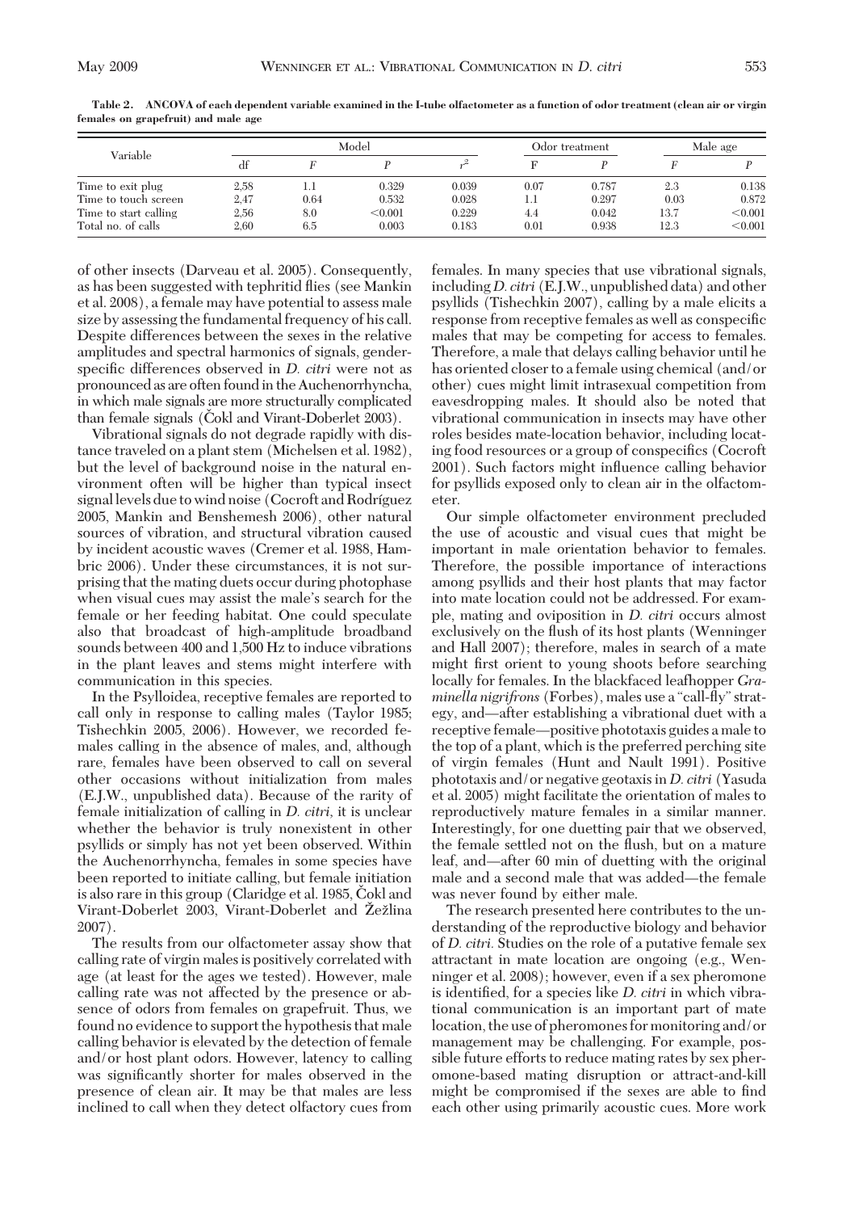**Table 2. ANCOVA of each dependent variable examined in the I-tube olfactometer as a function of odor treatment (clean air or virgin females on grapefruit) and male age**

| Variable | Model | | | | Odor treatment | | Male age | |
|---|---|---|---|---|---|---|---|---|
| | df | $F$ | $P$ | $r^2$ | F | $P$ | $F$ | $P$ |
| Time to exit plug | 2,58 | 1.1 | 0.329 | 0.039 | 0.07 | 0.787 | 2.3 | 0.138 |
| Time to touch screen | 2,47 | 0.64 | 0.532 | 0.028 | 1.1 | 0.297 | 0.03 | 0.872 |
| Time to start calling | 2,56 | 8.0 | <0.001 | 0.229 | 4.4 | 0.042 | 13.7 | <0.001 |
| Total no. of calls | 2,60 | 6.5 | 0.003 | 0.183 | 0.01 | 0.938 | 12.3 | <0.001 |

of other insects (Darveau et al. 2005). Consequently, as has been suggested with tephritid flies (see Mankin et al. 2008), a female may have potential to assess male size by assessing the fundamental frequency of his call. Despite differences between the sexes in the relative amplitudes and spectral harmonics of signals, gender-specific differences observed in *D. citri* were not as pronounced as are often found in the Auchenorrhyncha, in which male signals are more structurally complicated than female signals (Čokl and Virant-Doberlet 2003).

Vibrational signals do not degrade rapidly with distance traveled on a plant stem (Michelsen et al. 1982), but the level of background noise in the natural environment often will be higher than typical insect signal levels due to wind noise (Cocroft and Rodríguez 2005, Mankin and Benshemesh 2006), other natural sources of vibration, and structural vibration caused by incident acoustic waves (Cremer et al. 1988, Hambric 2006). Under these circumstances, it is not surprising that the mating duets occur during photophase when visual cues may assist the male's search for the female or her feeding habitat. One could speculate also that broadcast of high-amplitude broadband sounds between 400 and 1,500 Hz to induce vibrations in the plant leaves and stems might interfere with communication in this species.

In the Psylloidea, receptive females are reported to call only in response to calling males (Taylor 1985; Tishechkin 2005, 2006). However, we recorded females calling in the absence of males, and, although rare, females have been observed to call on several other occasions without initialization from males (E.J.W., unpublished data). Because of the rarity of female initialization of calling in *D. citri*, it is unclear whether the behavior is truly nonexistent in other psyllids or simply has not yet been observed. Within the Auchenorrhyncha, females in some species have been reported to initiate calling, but female initiation is also rare in this group (Claridge et al. 1985, Čokl and Virant-Doberlet 2003, Virant-Doberlet and Žežlina 2007).

The results from our olfactometer assay show that calling rate of virgin males is positively correlated with age (at least for the ages we tested). However, male calling rate was not affected by the presence or absence of odors from females on grapefruit. Thus, we found no evidence to support the hypothesis that male calling behavior is elevated by the detection of female and/or host plant odors. However, latency to calling was significantly shorter for males observed in the presence of clean air. It may be that males are less inclined to call when they detect olfactory cues from females. In many species that use vibrational signals, including *D. citri* (E.J.W., unpublished data) and other psyllids (Tishechkin 2007), calling by a male elicits a response from receptive females as well as conspecific males that may be competing for access to females. Therefore, a male that delays calling behavior until he has oriented closer to a female using chemical (and/or other) cues might limit intrasexual competition from eavesdropping males. It should also be noted that vibrational communication in insects may have other roles besides mate-location behavior, including locating food resources or a group of conspecifics (Cocroft 2001). Such factors might influence calling behavior for psyllids exposed only to clean air in the olfactometer.

Our simple olfactometer environment precluded the use of acoustic and visual cues that might be important in male orientation behavior to females. Therefore, the possible importance of interactions among psyllids and their host plants that may factor into mate location could not be addressed. For example, mating and oviposition in *D. citri* occurs almost exclusively on the flush of its host plants (Wenninger and Hall 2007); therefore, males in search of a mate might first orient to young shoots before searching locally for females. In the blackfaced leafhopper *Graminella nigrifrons* (Forbes), males use a "call-fly" strategy, and—after establishing a vibrational duet with a receptive female—positive phototaxis guides a male to the top of a plant, which is the preferred perching site of virgin females (Hunt and Nault 1991). Positive phototaxis and/or negative geotaxis in *D. citri* (Yasuda et al. 2005) might facilitate the orientation of males to reproductively mature females in a similar manner. Interestingly, for one duetting pair that we observed, the female settled not on the flush, but on a mature leaf, and—after 60 min of duetting with the original male and a second male that was added—the female was never found by either male.

The research presented here contributes to the understanding of the reproductive biology and behavior of *D. citri.* Studies on the role of a putative female sex attractant in mate location are ongoing (e.g., Wenninger et al. 2008); however, even if a sex pheromone is identified, for a species like *D. citri* in which vibrational communication is an important part of mate location, the use of pheromones for monitoring and/or management may be challenging. For example, possible future efforts to reduce mating rates by sex pheromone-based mating disruption or attract-and-kill might be compromised if the sexes are able to find each other using primarily acoustic cues. More work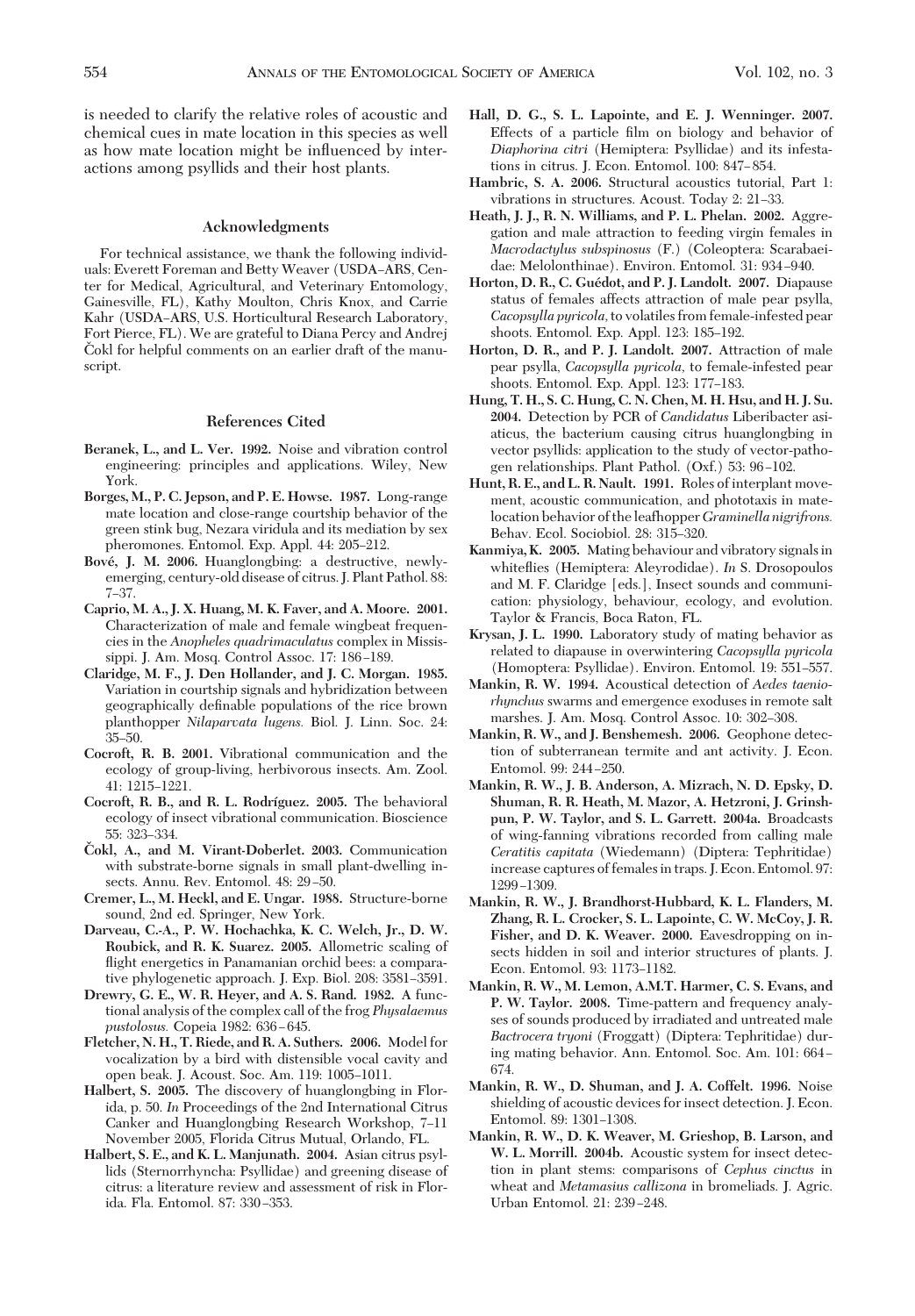is needed to clarify the relative roles of acoustic and chemical cues in mate location in this species as well as how mate location might be influenced by interactions among psyllids and their host plants.

## Acknowledgments

For technical assistance, we thank the following individuals: Everett Foreman and Betty Weaver (USDA–ARS, Center for Medical, Agricultural, and Veterinary Entomology, Gainesville, FL), Kathy Moulton, Chris Knox, and Carrie Kahr (USDA–ARS, U.S. Horticultural Research Laboratory, Fort Pierce, FL). We are grateful to Diana Percy and Andrej Čokl for helpful comments on an earlier draft of the manuscript.

## References Cited

**Beranek, L., and L. Ver. 1992.** Noise and vibration control engineering: principles and applications. Wiley, New York.

**Borges, M., P. C. Jepson, and P. E. Howse. 1987.** Long-range mate location and close-range courtship behavior of the green stink bug, Nezara viridula and its mediation by sex pheromones. Entomol. Exp. Appl. 44: 205–212.

**Bové, J. M. 2006.** Huanglongbing: a destructive, newly-emerging, century-old disease of citrus. J. Plant Pathol. 88: 7–37.

**Caprio, M. A., J. X. Huang, M. K. Faver, and A. Moore. 2001.** Characterization of male and female wingbeat frequencies in the *Anopheles quadrimaculatus* complex in Mississippi. J. Am. Mosq. Control Assoc. 17: 186–189.

**Claridge, M. F., J. Den Hollander, and J. C. Morgan. 1985.** Variation in courtship signals and hybridization between geographically definable populations of the rice brown planthopper *Nilaparvata lugens.* Biol. J. Linn. Soc. 24: 35–50.

**Cocroft, R. B. 2001.** Vibrational communication and the ecology of group-living, herbivorous insects. Am. Zool. 41: 1215–1221.

**Cocroft, R. B., and R. L. Rodríguez. 2005.** The behavioral ecology of insect vibrational communication. Bioscience 55: 323–334.

**Čokl, A., and M. Virant-Doberlet. 2003.** Communication with substrate-borne signals in small plant-dwelling insects. Annu. Rev. Entomol. 48: 29–50.

**Cremer, L., M. Heckl, and E. Ungar. 1988.** Structure-borne sound, 2nd ed. Springer, New York.

**Darveau, C.-A., P. W. Hochachka, K. C. Welch, Jr., D. W. Roubick, and R. K. Suarez. 2005.** Allometric scaling of flight energetics in Panamanian orchid bees: a comparative phylogenetic approach. J. Exp. Biol. 208: 3581–3591.

**Drewry, G. E., W. R. Heyer, and A. S. Rand. 1982.** A functional analysis of the complex call of the frog *Physalaemus pustolosus.* Copeia 1982: 636–645.

**Fletcher, N. H., T. Riede, and R. A. Suthers. 2006.** Model for vocalization by a bird with distensible vocal cavity and open beak. J. Acoust. Soc. Am. 119: 1005–1011.

**Halbert, S. 2005.** The discovery of huanglongbing in Florida, p. 50. *In* Proceedings of the 2nd International Citrus Canker and Huanglongbing Research Workshop, 7–11 November 2005, Florida Citrus Mutual, Orlando, FL.

**Halbert, S. E., and K. L. Manjunath. 2004.** Asian citrus psyllids (Sternorrhyncha: Psyllidae) and greening disease of citrus: a literature review and assessment of risk in Florida. Fla. Entomol. 87: 330–353.

**Hall, D. G., S. L. Lapointe, and E. J. Wenninger. 2007.** Effects of a particle film on biology and behavior of *Diaphorina citri* (Hemiptera: Psyllidae) and its infestations in citrus. J. Econ. Entomol. 100: 847–854.

**Hambric, S. A. 2006.** Structural acoustics tutorial, Part 1: vibrations in structures. Acoust. Today 2: 21–33.

**Heath, J. J., R. N. Williams, and P. L. Phelan. 2002.** Aggregation and male attraction to feeding virgin females in *Macrodactylus subspinosus* (F.) (Coleoptera: Scarabaeidae: Melolonthinae). Environ. Entomol. 31: 934–940.

**Horton, D. R., C. Guédot, and P. J. Landolt. 2007.** Diapause status of females affects attraction of male pear psylla, *Cacopsylla pyricola,* to volatiles from female-infested pear shoots. Entomol. Exp. Appl. 123: 185–192.

**Horton, D. R., and P. J. Landolt. 2007.** Attraction of male pear psylla, *Cacopsylla pyricola*, to female-infested pear shoots. Entomol. Exp. Appl. 123: 177–183.

**Hung, T. H., S. C. Hung, C. N. Chen, M. H. Hsu, and H. J. Su. 2004.** Detection by PCR of *Candidatus* Liberibacter asiaticus, the bacterium causing citrus huanglongbing in vector psyllids: application to the study of vector-pathogen relationships. Plant Pathol. (Oxf.) 53: 96–102.

**Hunt, R. E., and L. R. Nault. 1991.** Roles of interplant movement, acoustic communication, and phototaxis in mate-location behavior of the leafhopper *Graminella nigrifrons.* Behav. Ecol. Sociobiol. 28: 315–320.

**Kanmiya, K. 2005.** Mating behaviour and vibratory signals in whiteflies (Hemiptera: Aleyrodidae). *In* S. Drosopoulos and M. F. Claridge [eds.], Insect sounds and communication: physiology, behaviour, ecology, and evolution. Taylor & Francis, Boca Raton, FL.

**Krysan, J. L. 1990.** Laboratory study of mating behavior as related to diapause in overwintering *Cacopsylla pyricola* (Homoptera: Psyllidae). Environ. Entomol. 19: 551–557.

**Mankin, R. W. 1994.** Acoustical detection of *Aedes taeniorhynchus* swarms and emergence exoduses in remote salt marshes. J. Am. Mosq. Control Assoc. 10: 302–308.

**Mankin, R. W., and J. Benshemesh. 2006.** Geophone detection of subterranean termite and ant activity. J. Econ. Entomol. 99: 244–250.

**Mankin, R. W., J. B. Anderson, A. Mizrach, N. D. Epsky, D. Shuman, R. R. Heath, M. Mazor, A. Hetzroni, J. Grinshpun, P. W. Taylor, and S. L. Garrett. 2004a.** Broadcasts of wing-fanning vibrations recorded from calling male *Ceratitis capitata* (Wiedemann) (Diptera: Tephritidae) increase captures of females in traps. J. Econ. Entomol. 97: 1299–1309.

**Mankin, R. W., J. Brandhorst-Hubbard, K. L. Flanders, M. Zhang, R. L. Crocker, S. L. Lapointe, C. W. McCoy, J. R. Fisher, and D. K. Weaver. 2000.** Eavesdropping on insects hidden in soil and interior structures of plants. J. Econ. Entomol. 93: 1173–1182.

**Mankin, R. W., M. Lemon, A.M.T. Harmer, C. S. Evans, and P. W. Taylor. 2008.** Time-pattern and frequency analyses of sounds produced by irradiated and untreated male *Bactrocera tryoni* (Froggatt) (Diptera: Tephritidae) during mating behavior. Ann. Entomol. Soc. Am. 101: 664–674.

**Mankin, R. W., D. Shuman, and J. A. Coffelt. 1996.** Noise shielding of acoustic devices for insect detection. J. Econ. Entomol. 89: 1301–1308.

**Mankin, R. W., D. K. Weaver, M. Grieshop, B. Larson, and W. L. Morrill. 2004b.** Acoustic system for insect detection in plant stems: comparisons of *Cephus cinctus* in wheat and *Metamasius callizona* in bromeliads. J. Agric. Urban Entomol. 21: 239–248.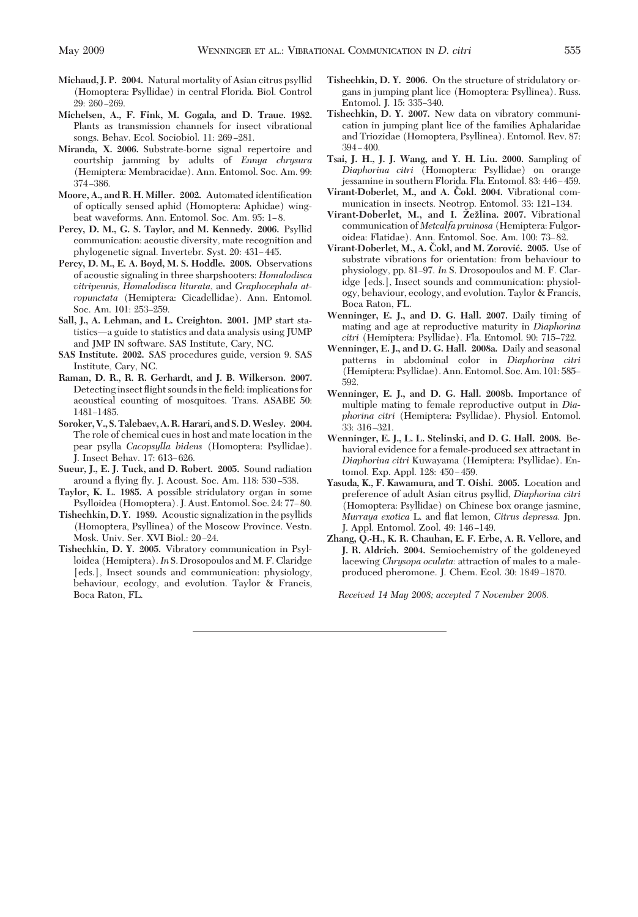**Michaud, J. P. 2004.** Natural mortality of Asian citrus psyllid (Homoptera: Psyllidae) in central Florida. Biol. Control 29: 260–269.

**Michelsen, A., F. Fink, M. Gogala, and D. Traue. 1982.** Plants as transmission channels for insect vibrational songs. Behav. Ecol. Sociobiol. 11: 269–281.

**Miranda, X. 2006.** Substrate-borne signal repertoire and courtship jamming by adults of *Ennya chrysura* (Hemiptera: Membracidae). Ann. Entomol. Soc. Am. 99: 374–386.

**Moore, A., and R. H. Miller. 2002.** Automated identification of optically sensed aphid (Homoptera: Aphidae) wingbeat waveforms. Ann. Entomol. Soc. Am. 95: 1–8.

**Percy, D. M., G. S. Taylor, and M. Kennedy. 2006.** Psyllid communication: acoustic diversity, mate recognition and phylogenetic signal. Invertebr. Syst. 20: 431–445.

**Percy, D. M., E. A. Boyd, M. S. Hoddle. 2008.** Observations of acoustic signaling in three sharpshooters: *Homalodisca vitripennis, Homalodisca liturata,* and *Graphocephala atropunctata* (Hemiptera: Cicadellidae). Ann. Entomol. Soc. Am. 101: 253–259.

**Sall, J., A. Lehman, and L. Creighton. 2001.** JMP start statistics—a guide to statistics and data analysis using JUMP and JMP IN software. SAS Institute, Cary, NC.

**SAS Institute. 2002.** SAS procedures guide, version 9. SAS Institute, Cary, NC.

**Raman, D. R., R. R. Gerhardt, and J. B. Wilkerson. 2007.** Detecting insect flight sounds in the field: implications for acoustical counting of mosquitoes. Trans. ASABE 50: 1481–1485.

**Soroker, V., S. Talebaev, A. R. Harari, and S. D. Wesley. 2004.** The role of chemical cues in host and mate location in the pear psylla *Cacopsylla bidens* (Homoptera: Psyllidae). J. Insect Behav. 17: 613–626.

**Sueur, J., E. J. Tuck, and D. Robert. 2005.** Sound radiation around a flying fly. J. Acoust. Soc. Am. 118: 530–538.

**Taylor, K. L. 1985.** A possible stridulatory organ in some Psylloidea (Homoptera). J. Aust. Entomol. Soc. 24: 77–80.

**Tishechkin, D. Y. 1989.** Acoustic signalization in the psyllids (Homoptera, Psyllinea) of the Moscow Province. Vestn. Mosk. Univ. Ser. XVI Biol.: 20–24.

**Tishechkin, D. Y. 2005.** Vibratory communication in Psylloidea (Hemiptera). *In* S. Drosopoulos and M. F. Claridge [eds.], Insect sounds and communication: physiology, behaviour, ecology, and evolution. Taylor & Francis, Boca Raton, FL.

**Tishechkin, D. Y. 2006.** On the structure of stridulatory organs in jumping plant lice (Homoptera: Psyllinea). Russ. Entomol. J. 15: 335–340.

**Tishechkin, D. Y. 2007.** New data on vibratory communication in jumping plant lice of the families Aphalaridae and Triozidae (Homoptera, Psyllinea). Entomol. Rev. 87: 394–400.

**Tsai, J. H., J. J. Wang, and Y. H. Liu. 2000.** Sampling of *Diaphorina citri* (Homoptera: Psyllidae) on orange jessamine in southern Florida. Fla. Entomol. 83: 446–459.

**Virant-Doberlet, M., and A. Čokl. 2004.** Vibrational communication in insects. Neotrop. Entomol. 33: 121–134.

**Virant-Doberlet, M., and I. Žežlina. 2007.** Vibrational communication of *Metcalfa pruinosa* (Hemiptera: Fulgoroidea: Flatidae). Ann. Entomol. Soc. Am. 100: 73–82.

**Virant-Doberlet, M., A. Čokl, and M. Zorović. 2005.** Use of substrate vibrations for orientation: from behaviour to physiology, pp. 81–97. *In* S. Drosopoulos and M. F. Claridge [eds.], Insect sounds and communication: physiology, behaviour, ecology, and evolution. Taylor & Francis, Boca Raton, FL.

**Wenninger, E. J., and D. G. Hall. 2007.** Daily timing of mating and age at reproductive maturity in *Diaphorina citri* (Hemiptera: Psyllidae). Fla. Entomol. 90: 715–722.

**Wenninger, E. J., and D. G. Hall. 2008a.** Daily and seasonal patterns in abdominal color in *Diaphorina citri* (Hemiptera: Psyllidae). Ann. Entomol. Soc. Am. 101: 585–592.

**Wenninger, E. J., and D. G. Hall. 2008b.** Importance of multiple mating to female reproductive output in *Diaphorina citri* (Hemiptera: Psyllidae). Physiol. Entomol. 33: 316–321.

**Wenninger, E. J., L. L. Stelinski, and D. G. Hall. 2008.** Behavioral evidence for a female-produced sex attractant in *Diaphorina citri* Kuwayama (Hemiptera: Psyllidae). Entomol. Exp. Appl. 128: 450–459.

**Yasuda, K., F. Kawamura, and T. Oishi. 2005.** Location and preference of adult Asian citrus psyllid, *Diaphorina citri* (Homoptera: Psyllidae) on Chinese box orange jasmine, *Murraya exotica* L. and flat lemon, *Citrus depressa.* Jpn. J. Appl. Entomol. Zool. 49: 146–149.

**Zhang, Q.-H., K. R. Chauhan, E. F. Erbe, A. R. Vellore, and J. R. Aldrich. 2004.** Semiochemistry of the goldeneyed lacewing *Chrysopa oculata:* attraction of males to a male-produced pheromone. J. Chem. Ecol. 30: 1849–1870.

*Received 14 May 2008; accepted 7 November 2008.*